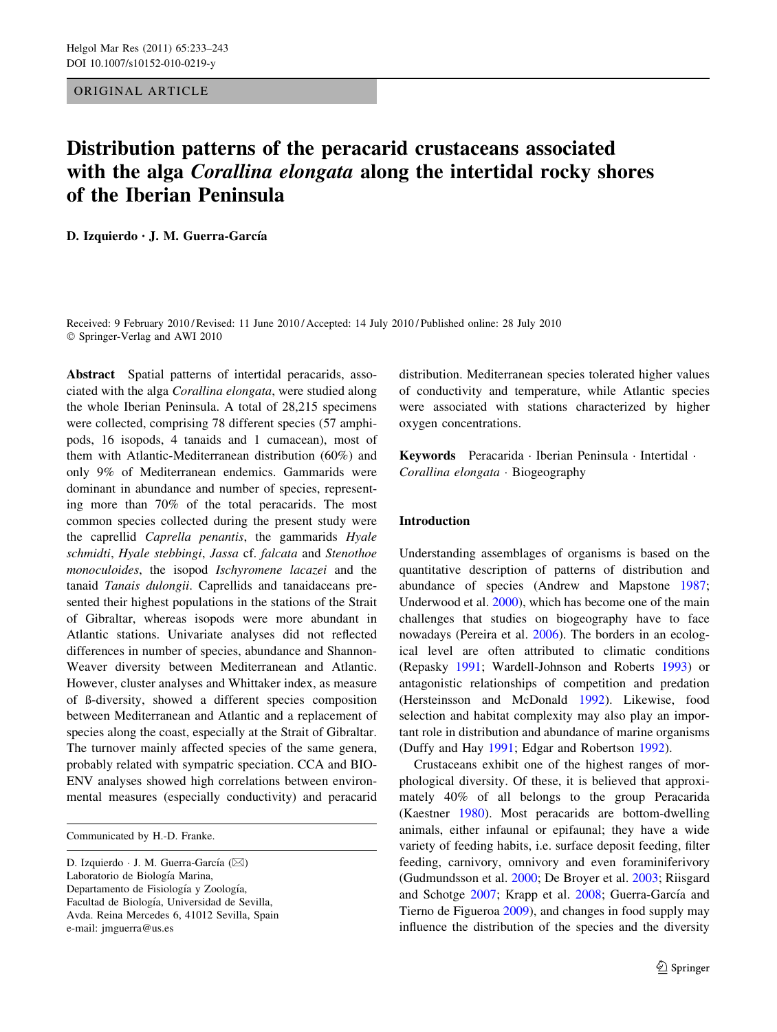ORIGINAL ARTICLE

# Distribution patterns of the peracarid crustaceans associated with the alga *Corallina elongata* along the intertidal rocky shores of the Iberian Peninsula

**D. Izquierdo · J. M. Guerra-García**

Received: 9 February 2010 / Revised: 11 June 2010 / Accepted: 14 July 2010 / Published online: 28 July 2010
© Springer-Verlag and AWI 2010

**Abstract** Spatial patterns of intertidal peracarids, associated with the alga *Corallina elongata*, were studied along the whole Iberian Peninsula. A total of 28,215 specimens were collected, comprising 78 different species (57 amphipods, 16 isopods, 4 tanaids and 1 cumacean), most of them with Atlantic-Mediterranean distribution (60%) and only 9% of Mediterranean endemics. Gammarids were dominant in abundance and number of species, representing more than 70% of the total peracarids. The most common species collected during the present study were the caprellid *Caprella penantis*, the gammarids *Hyale schmidti*, *Hyale stebbingi*, *Jassa* cf. *falcata* and *Stenothoe monoculoides*, the isopod *Ischyromene lacazei* and the tanaid *Tanais dulongii*. Caprellids and tanaidaceans presented their highest populations in the stations of the Strait of Gibraltar, whereas isopods were more abundant in Atlantic stations. Univariate analyses did not reflected differences in number of species, abundance and Shannon-Weaver diversity between Mediterranean and Atlantic. However, cluster analyses and Whittaker index, as measure of ß-diversity, showed a different species composition between Mediterranean and Atlantic and a replacement of species along the coast, especially at the Strait of Gibraltar. The turnover mainly affected species of the same genera, probably related with sympatric speciation. CCA and BIO-ENV analyses showed high correlations between environmental measures (especially conductivity) and peracarid distribution. Mediterranean species tolerated higher values of conductivity and temperature, while Atlantic species were associated with stations characterized by higher oxygen concentrations.

**Keywords** Peracarida · Iberian Peninsula · Intertidal · *Corallina elongata* · Biogeography

Communicated by H.-D. Franke.

D. Izquierdo · J. M. Guerra-García (✉)
Laboratorio de Biología Marina,
Departamento de Fisiología y Zoología,
Facultad de Biología, Universidad de Sevilla,
Avda. Reina Mercedes 6, 41012 Sevilla, Spain
e-mail: jmguerra@us.es

## Introduction

Understanding assemblages of organisms is based on the quantitative description of patterns of distribution and abundance of species (Andrew and Mapstone 1987; Underwood et al. 2000), which has become one of the main challenges that studies on biogeography have to face nowadays (Pereira et al. 2006). The borders in an ecological level are often attributed to climatic conditions (Repasky 1991; Wardell-Johnson and Roberts 1993) or antagonistic relationships of competition and predation (Hersteinsson and McDonald 1992). Likewise, food selection and habitat complexity may also play an important role in distribution and abundance of marine organisms (Duffy and Hay 1991; Edgar and Robertson 1992).

Crustaceans exhibit one of the highest ranges of morphological diversity. Of these, it is believed that approximately 40% of all belongs to the group Peracarida (Kaestner 1980). Most peracarids are bottom-dwelling animals, either infaunal or epifaunal; they have a wide variety of feeding habits, i.e. surface deposit feeding, filter feeding, carnivory, omnivory and even foraminiferivory (Gudmundsson et al. 2000; De Broyer et al. 2003; Riisgard and Schotge 2007; Krapp et al. 2008; Guerra-García and Tierno de Figueroa 2009), and changes in food supply may influence the distribution of the species and the diversity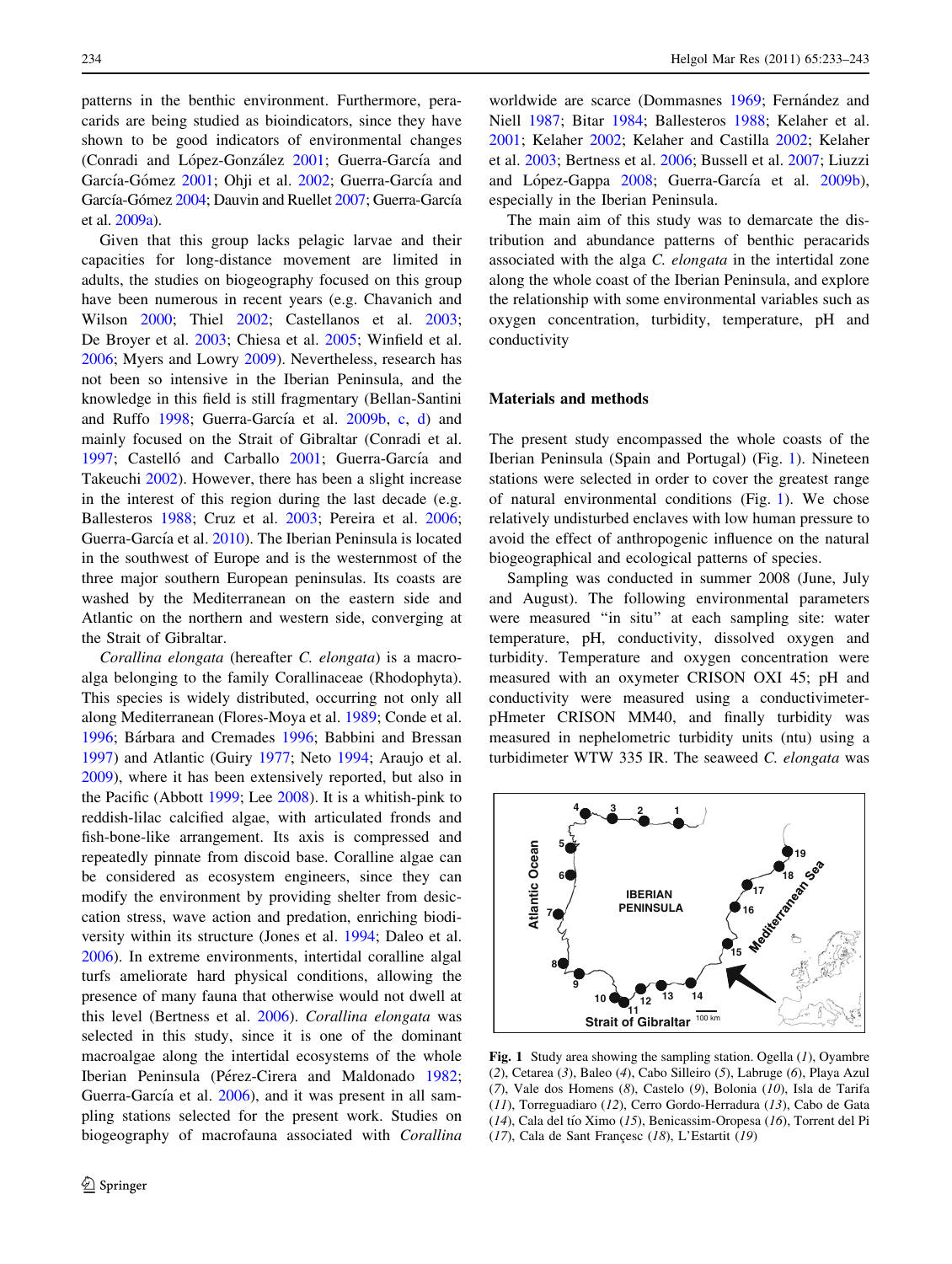patterns in the benthic environment. Furthermore, peracarids are being studied as bioindicators, since they have shown to be good indicators of environmental changes (Conradi and López-González 2001; Guerra-García and García-Gómez 2001; Ohji et al. 2002; Guerra-García and García-Gómez 2004; Dauvin and Ruellet 2007; Guerra-García et al. 2009a).

Given that this group lacks pelagic larvae and their capacities for long-distance movement are limited in adults, the studies on biogeography focused on this group have been numerous in recent years (e.g. Chavanich and Wilson 2000; Thiel 2002; Castellanos et al. 2003; De Broyer et al. 2003; Chiesa et al. 2005; Winfield et al. 2006; Myers and Lowry 2009). Nevertheless, research has not been so intensive in the Iberian Peninsula, and the knowledge in this field is still fragmentary (Bellan-Santini and Ruffo 1998; Guerra-García et al. 2009b, c, d) and mainly focused on the Strait of Gibraltar (Conradi et al. 1997; Castelló and Carballo 2001; Guerra-García and Takeuchi 2002). However, there has been a slight increase in the interest of this region during the last decade (e.g. Ballesteros 1988; Cruz et al. 2003; Pereira et al. 2006; Guerra-García et al. 2010). The Iberian Peninsula is located in the southwest of Europe and is the westernmost of the three major southern European peninsulas. Its coasts are washed by the Mediterranean on the eastern side and Atlantic on the northern and western side, converging at the Strait of Gibraltar.

*Corallina elongata* (hereafter *C. elongata*) is a macroalga belonging to the family Corallinaceae (Rhodophyta). This species is widely distributed, occurring not only all along Mediterranean (Flores-Moya et al. 1989; Conde et al. 1996; Bárbara and Cremades 1996; Babbini and Bressan 1997) and Atlantic (Guiry 1977; Neto 1994; Araujo et al. 2009), where it has been extensively reported, but also in the Pacific (Abbott 1999; Lee 2008). It is a whitish-pink to reddish-lilac calcified algae, with articulated fronds and fish-bone-like arrangement. Its axis is compressed and repeatedly pinnate from discoid base. Coralline algae can be considered as ecosystem engineers, since they can modify the environment by providing shelter from desiccation stress, wave action and predation, enriching biodiversity within its structure (Jones et al. 1994; Daleo et al. 2006). In extreme environments, intertidal coralline algal turfs ameliorate hard physical conditions, allowing the presence of many fauna that otherwise would not dwell at this level (Bertness et al. 2006). *Corallina elongata* was selected in this study, since it is one of the dominant macroalgae along the intertidal ecosystems of the whole Iberian Peninsula (Pérez-Cirera and Maldonado 1982; Guerra-García et al. 2006), and it was present in all sampling stations selected for the present work. Studies on biogeography of macrofauna associated with *Corallina* worldwide are scarce (Dommasnes 1969; Fernández and Niell 1987; Bitar 1984; Ballesteros 1988; Kelaher et al. 2001; Kelaher 2002; Kelaher and Castilla 2002; Kelaher et al. 2003; Bertness et al. 2006; Bussell et al. 2007; Liuzzi and López-Gappa 2008; Guerra-García et al. 2009b), especially in the Iberian Peninsula.

The main aim of this study was to demarcate the distribution and abundance patterns of benthic peracarids associated with the alga *C. elongata* in the intertidal zone along the whole coast of the Iberian Peninsula, and explore the relationship with some environmental variables such as oxygen concentration, turbidity, temperature, pH and conductivity

## Materials and methods

The present study encompassed the whole coasts of the Iberian Peninsula (Spain and Portugal) (Fig. 1). Nineteen stations were selected in order to cover the greatest range of natural environmental conditions (Fig. 1). We chose relatively undisturbed enclaves with low human pressure to avoid the effect of anthropogenic influence on the natural biogeographical and ecological patterns of species.

Sampling was conducted in summer 2008 (June, July and August). The following environmental parameters were measured "in situ" at each sampling site: water temperature, pH, conductivity, dissolved oxygen and turbidity. Temperature and oxygen concentration were measured with an oxymeter CRISON OXI 45; pH and conductivity were measured using a conductivimeter-pHmeter CRISON MM40, and finally turbidity was measured in nephelometric turbidity units (ntu) using a turbidimeter WTW 335 IR. The seaweed *C. elongata* was

**Fig. 1** Study area showing the sampling station. Ogella (*1*), Oyambre (*2*), Cetarea (*3*), Baleo (*4*), Cabo Silleiro (*5*), Labruge (*6*), Playa Azul (*7*), Vale dos Homens (*8*), Castelo (*9*), Bolonia (*10*), Isla de Tarifa (*11*), Torreguadiaro (*12*), Cerro Gordo-Herradura (*13*), Cabo de Gata (*14*), Cala del tío Ximo (*15*), Benicassim-Oropesa (*16*), Torrent del Pi (*17*), Cala de Sant Françesc (*18*), L'Estartit (*19*)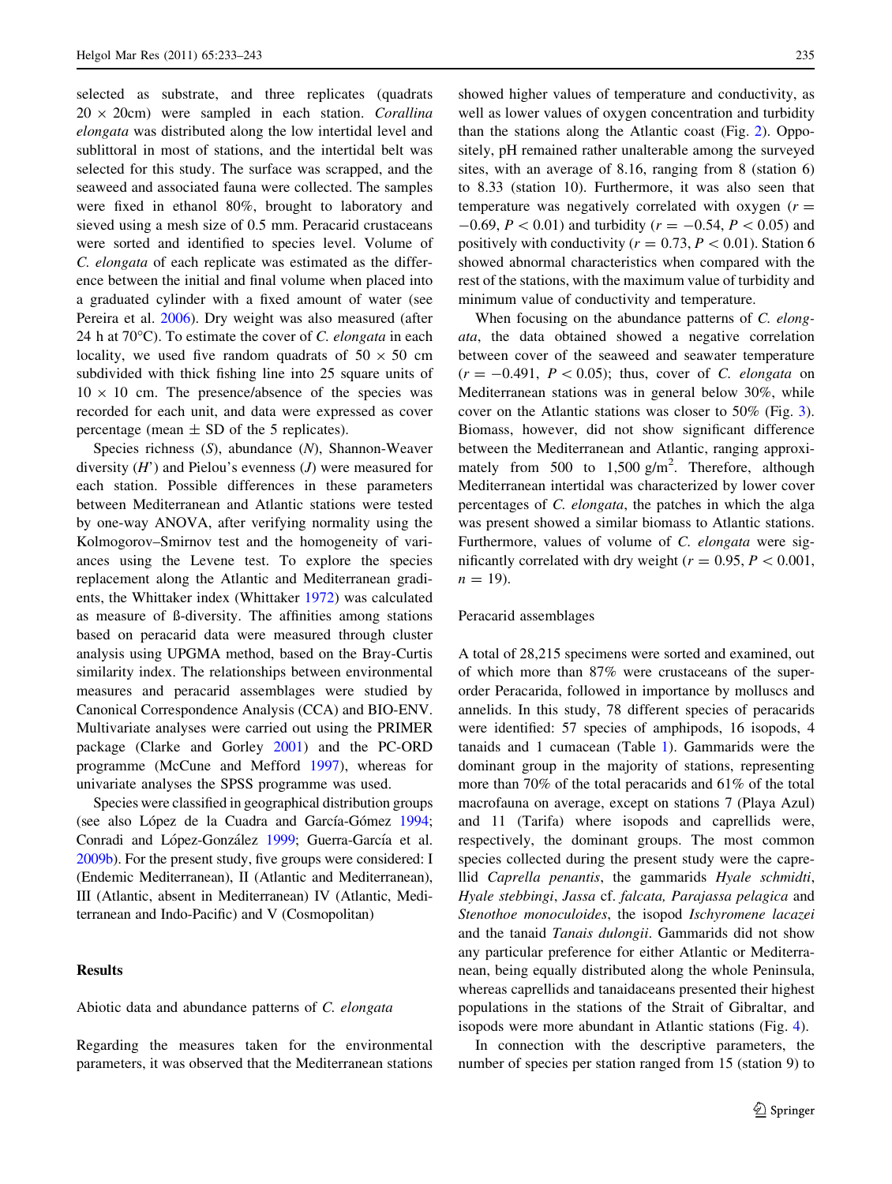selected as substrate, and three replicates (quadrats $20 \times 20$cm) were sampled in each station. *Corallina elongata* was distributed along the low intertidal level and sublittoral in most of stations, and the intertidal belt was selected for this study. The surface was scrapped, and the seaweed and associated fauna were collected. The samples were fixed in ethanol 80%, brought to laboratory and sieved using a mesh size of 0.5 mm. Peracarid crustaceans were sorted and identified to species level. Volume of *C. elongata* of each replicate was estimated as the difference between the initial and final volume when placed into a graduated cylinder with a fixed amount of water (see Pereira et al. 2006). Dry weight was also measured (after 24 h at 70°C). To estimate the cover of *C. elongata* in each locality, we used five random quadrats of $50 \times 50$ cm subdivided with thick fishing line into 25 square units of $10 \times 10$ cm. The presence/absence of the species was recorded for each unit, and data were expressed as cover percentage (mean ± SD of the 5 replicates).

Species richness ($S$), abundance ($N$), Shannon-Weaver diversity ($H'$) and Pielou's evenness ($J$) were measured for each station. Possible differences in these parameters between Mediterranean and Atlantic stations were tested by one-way ANOVA, after verifying normality using the Kolmogorov–Smirnov test and the homogeneity of variances using the Levene test. To explore the species replacement along the Atlantic and Mediterranean gradients, the Whittaker index (Whittaker 1972) was calculated as measure of ß-diversity. The affinities among stations based on peracarid data were measured through cluster analysis using UPGMA method, based on the Bray-Curtis similarity index. The relationships between environmental measures and peracarid assemblages were studied by Canonical Correspondence Analysis (CCA) and BIO-ENV. Multivariate analyses were carried out using the PRIMER package (Clarke and Gorley 2001) and the PC-ORD programme (McCune and Mefford 1997), whereas for univariate analyses the SPSS programme was used.

Species were classified in geographical distribution groups (see also López de la Cuadra and García-Gómez 1994; Conradi and López-González 1999; Guerra-García et al. 2009b). For the present study, five groups were considered: I (Endemic Mediterranean), II (Atlantic and Mediterranean), III (Atlantic, absent in Mediterranean) IV (Atlantic, Mediterranean and Indo-Pacific) and V (Cosmopolitan)

## Results

### Abiotic data and abundance patterns of *C. elongata*

Regarding the measures taken for the environmental parameters, it was observed that the Mediterranean stations showed higher values of temperature and conductivity, as well as lower values of oxygen concentration and turbidity than the stations along the Atlantic coast (Fig. 2). Oppositely, pH remained rather unalterable among the surveyed sites, with an average of 8.16, ranging from 8 (station 6) to 8.33 (station 10). Furthermore, it was also seen that temperature was negatively correlated with oxygen ($r = -0.69$, $P < 0.01$) and turbidity ($r = -0.54$, $P < 0.05$) and positively with conductivity ($r = 0.73$, $P < 0.01$). Station 6 showed abnormal characteristics when compared with the rest of the stations, with the maximum value of turbidity and minimum value of conductivity and temperature.

When focusing on the abundance patterns of *C. elongata*, the data obtained showed a negative correlation between cover of the seaweed and seawater temperature ($r = -0.491$, $P < 0.05$); thus, cover of *C. elongata* on Mediterranean stations was in general below 30%, while cover on the Atlantic stations was closer to 50% (Fig. 3). Biomass, however, did not show significant difference between the Mediterranean and Atlantic, ranging approximately from 500 to 1,500 g/m$^2$. Therefore, although Mediterranean intertidal was characterized by lower cover percentages of *C. elongata*, the patches in which the alga was present showed a similar biomass to Atlantic stations. Furthermore, values of volume of *C. elongata* were significantly correlated with dry weight ($r = 0.95$, $P < 0.001$, $n = 19$).

### Peracarid assemblages

A total of 28,215 specimens were sorted and examined, out of which more than 87% were crustaceans of the superorder Peracarida, followed in importance by molluscs and annelids. In this study, 78 different species of peracarids were identified: 57 species of amphipods, 16 isopods, 4 tanaids and 1 cumacean (Table 1). Gammarids were the dominant group in the majority of stations, representing more than 70% of the total peracarids and 61% of the total macrofauna on average, except on stations 7 (Playa Azul) and 11 (Tarifa) where isopods and caprellids were, respectively, the dominant groups. The most common species collected during the present study were the caprellid *Caprella penantis*, the gammarids *Hyale schmidti*, *Hyale stebbingi*, *Jassa* cf. *falcata, Parajassa pelagica* and *Stenothoe monoculoides*, the isopod *Ischyromene lacazei* and the tanaid *Tanais dulongii*. Gammarids did not show any particular preference for either Atlantic or Mediterranean, being equally distributed along the whole Peninsula, whereas caprellids and tanaidaceans presented their highest populations in the stations of the Strait of Gibraltar, and isopods were more abundant in Atlantic stations (Fig. 4).

In connection with the descriptive parameters, the number of species per station ranged from 15 (station 9) to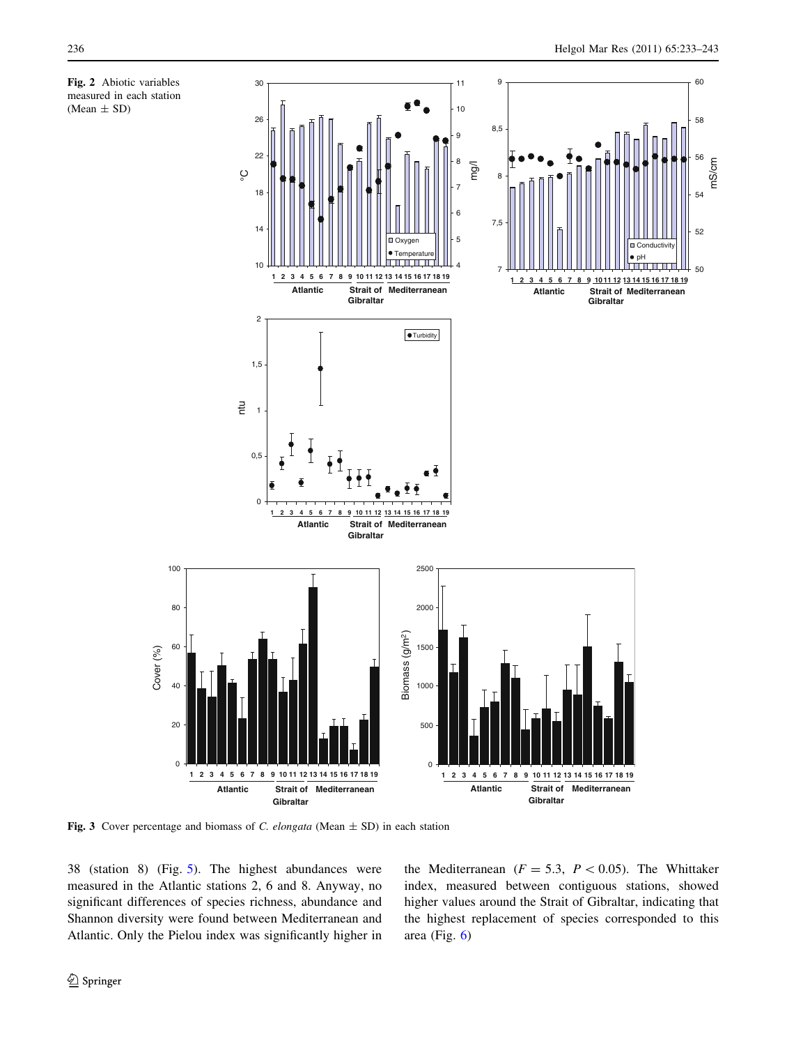Fig. 2 Abiotic variables measured in each station (Mean ± SD)

Fig. 3 Cover percentage and biomass of *C. elongata* (Mean ± SD) in each station

38 (station 8) (Fig. 5). The highest abundances were measured in the Atlantic stations 2, 6 and 8. Anyway, no significant differences of species richness, abundance and Shannon diversity were found between Mediterranean and Atlantic. Only the Pielou index was significantly higher in the Mediterranean ($F = 5.3$, $P < 0.05$). The Whittaker index, measured between contiguous stations, showed higher values around the Strait of Gibraltar, indicating that the highest replacement of species corresponded to this area (Fig. 6)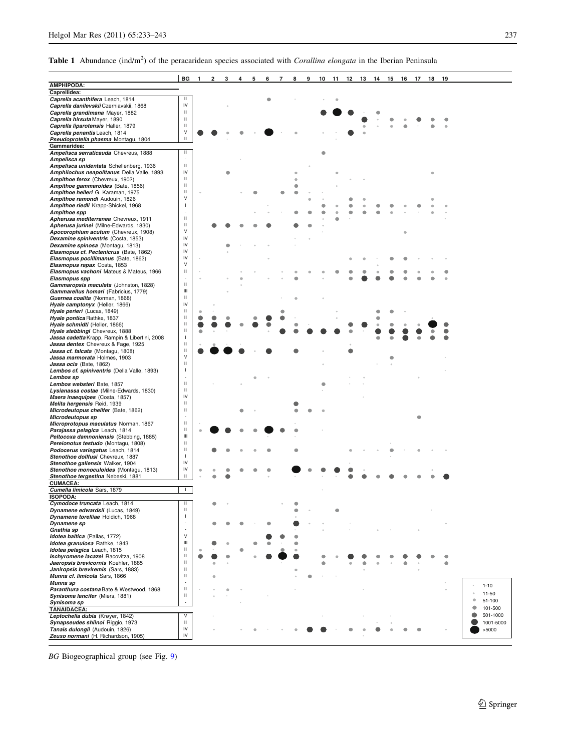**Table 1** Abundance (ind/m$^2$) of the peracaridean species associated with *Corallina elongata* in the Iberian Peninsula

| Species | BG |
|---|---|
| **AMPHIPODA:** | |
| **Caprellidea:** | |
| ***Caprella acanthifera*** Leach, 1814 | II |
| ***Caprella danilevskii*** Czerniavskii, 1868 | IV |
| ***Caprella grandimana*** Mayer, 1882 | II |
| ***Caprella hirsuta*** Mayer, 1890 | II |
| ***Caprella liparotensis*** Haller, 1879 | II |
| ***Caprella penantis*** Leach, 1814 | V |
| ***Pseudoprotella phasma*** Montagu, 1804 | II |
| **Gammaridea:** | |
| ***Ampelisca serraticauda*** Chevreus, 1888 | II |
| ***Ampelisca sp*** | - |
| ***Ampelisca unidentata*** Schellenberg, 1936 | II |
| ***Amphilochus neapolitanus*** Della Valle, 1893 | IV |
| ***Ampithoe ferox*** (Chevreux, 1902) | II |
| ***Ampithoe gammaroides*** (Bate, 1856) | II |
| ***Ampithoe helleri*** G. Karaman, 1975 | II |
| ***Ampithoe ramondi*** Audouin, 1826 | V |
| ***Ampithoe riedli*** Krapp-Shickel, 1968 | I |
| ***Ampithoe spp*** | - |
| ***Apherusa mediterranea*** Chevreux, 1911 | II |
| ***Apherusa jurinei*** (Milne-Edwards, 1830) | II |
| ***Apocorophium acutum*** (Chevreux, 1908) | V |
| ***Dexamine spiniventris*** (Costa, 1853) | IV |
| ***Dexamine spinosa*** (Montagu, 1813) | IV |
| ***Elasmopus cf. Pectenicrus*** (Bate, 1862) | IV |
| ***Elasmopus pocillimanus*** (Bate, 1862) | IV |
| ***Elasmopus rapax*** Costa, 1853 | V |
| ***Elasmopus vachoni*** Mateus & Mateus, 1966 | II |
| ***Elasmopus spp*** | - |
| ***Gammaropsis maculata*** (Johnston, 1828) | II |
| ***Gammarellus homari*** (Fabricius, 1779) | III |
| ***Guernea coalita*** (Norman, 1868) | II |
| ***Hyale camptonyx*** (Heller, 1866) | IV |
| ***Hyale perieri*** (Lucas, 1849) | II |
| ***Hyale pontica*** Rathke, 1837 | II |
| ***Hyale schmidti*** (Heller, 1866) | II |
| ***Hyale stebbingi*** Chevreux, 1888 | II |
| ***Jassa cadetta*** Krapp, Rampin & Libertini, 2008 | I |
| ***Jassa dentex*** Chevreux & Fage, 1925 | II |
| ***Jassa cf. falcata*** (Montagu, 1808) | II |
| ***Jassa marmorata*** Holmes, 1903 | V |
| ***Jassa ocia*** (Bate, 1862) | II |
| ***Lembos cf. spiniventris*** (Della Valle, 1893) | I |
| ***Lembos sp*** | - |
| ***Lembos websteri*** Bate, 1857 | II |
| ***Lysianassa costae*** (Milne-Edwards, 1830) | II |
| ***Maera inaequipes*** (Costa, 1857) | IV |
| ***Melita hergensis*** Reid, 1939 | II |
| ***Microdeutopus chelifer*** (Bate, 1862) | II |
| ***Microdeutopus sp*** | - |
| ***Microprotopus maculatus*** Norman, 1867 | II |
| ***Parajassa pelagica*** Leach, 1814 | II |
| ***Peltocoxa damnoniensis*** (Stebbing, 1885) | III |
| ***Pereionotus testudo*** (Montagu, 1808) | II |
| ***Podocerus variegatus*** Leach, 1814 | II |
| ***Stenothoe dollfusi*** Chevreux, 1887 | I |
| ***Stenothoe gallensis*** Walker, 1904 | IV |
| ***Stenothoe monoculoides*** (Montagu, 1813) | IV |
| ***Stenothoe tergestina*** Nebeski, 1881 | II |
| **CUMACEA:** | |
| ***Cumella limicola*** Sars, 1879 | I |
| **ISOPODA:** | |
| ***Cymodoce truncata*** Leach, 1814 | II |
| ***Dynamene edwardsii*** (Lucas, 1849) | II |
| ***Dynamene torelliae*** Holdich, 1968 | I |
| ***Dynamene sp*** | - |
| ***Gnathia sp*** | - |
| ***Idotea baltica*** (Pallas, 1772) | V |
| ***Idotea granulosa*** Rathke, 1843 | III |
| ***Idotea pelagica*** Leach, 1815 | II |
| ***Ischyromene lacazei*** Racovitza, 1908 | II |
| ***Jaeropsis brevicornis*** Koehler, 1885 | II |
| ***Janiropsis breviremis*** (Sars, 1883) | II |
| ***Munna cf. limicola*** Sars, 1866 | II |
| ***Munna sp*** | - |
| ***Paranthura costana*** Bate & Westwood, 1868 | II |
| ***Synisoma lancifer*** (Miers, 1881) | II |
| ***Synisoma sp*** | - |
| **TANAIDACEA:** | |
| ***Leptochelia dubia*** (Krøyer, 1842) | V |
| ***Synapseudes shiinoi*** Riggio, 1973 | II |
| ***Tanais dulongii*** (Audouin, 1826) | IV |
| ***Zeuxo normani*** (H. Richardson, 1905) | IV |

Abundance at stations 1–19 is shown in the original as circles of increasing size: 1-10; 11-50; 51-100; 101-500; 501-1000; 1001-5000; >5000

*BG* Biogeographical group (see Fig. 9)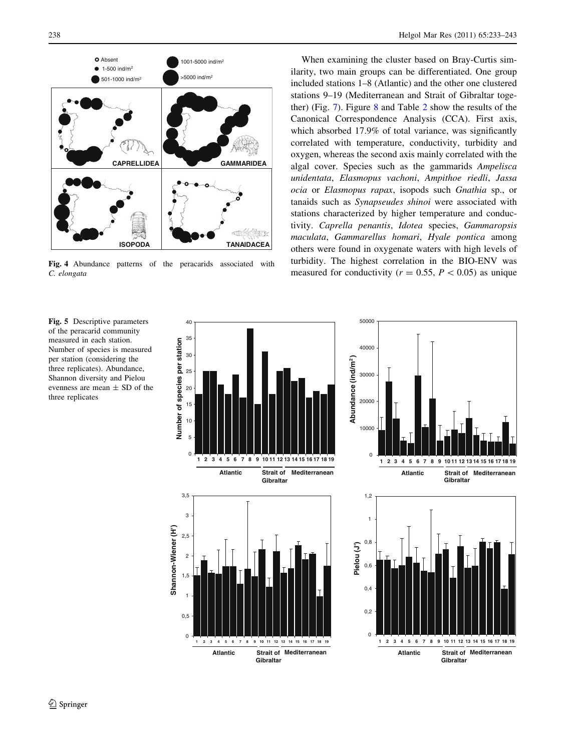Fig. 4 Abundance patterns of the peracarids associated with *C. elongata*

When examining the cluster based on Bray-Curtis similarity, two main groups can be differentiated. One group included stations 1–8 (Atlantic) and the other one clustered stations 9–19 (Mediterranean and Strait of Gibraltar together) (Fig. 7). Figure 8 and Table 2 show the results of the Canonical Correspondence Analysis (CCA). First axis, which absorbed 17.9% of total variance, was significantly correlated with temperature, conductivity, turbidity and oxygen, whereas the second axis mainly correlated with the algal cover. Species such as the gammarids *Ampelisca unidentata*, *Elasmopus vachoni*, *Ampithoe riedli*, *Jassa ocia* or *Elasmopus rapax*, isopods such *Gnathia* sp., or tanaids such as *Synapseudes shinoi* were associated with stations characterized by higher temperature and conductivity. *Caprella penantis*, *Idotea* species, *Gammaropsis maculata*, *Gammarellus homari*, *Hyale pontica* among others were found in oxygenate waters with high levels of turbidity. The highest correlation in the BIO-ENV was measured for conductivity ($r = 0.55$, $P < 0.05$) as unique

Fig. 5 Descriptive parameters of the peracarid community measured in each station. Number of species is measured per station (considering the three replicates). Abundance, Shannon diversity and Pielou evenness are mean ± SD of the three replicates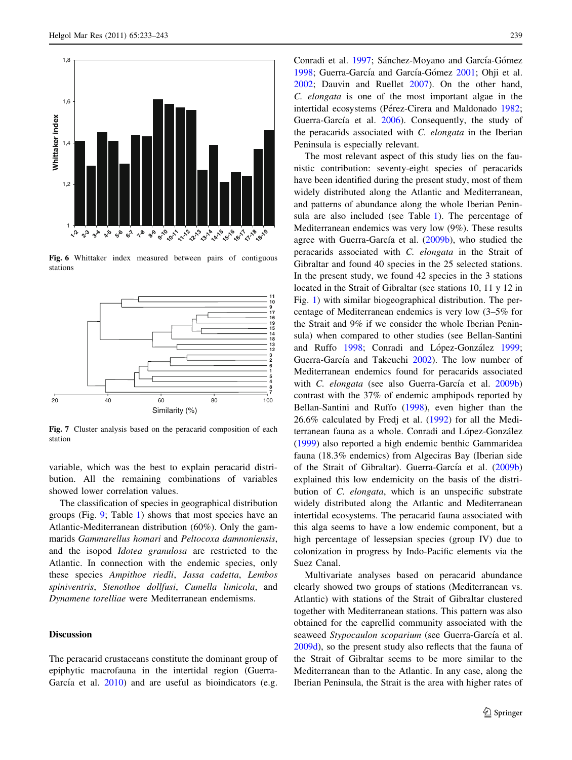Fig. 6 Whittaker index measured between pairs of contiguous stations

Fig. 7 Cluster analysis based on the peracarid composition of each station

variable, which was the best to explain peracarid distribution. All the remaining combinations of variables showed lower correlation values.

The classification of species in geographical distribution groups (Fig. 9; Table 1) shows that most species have an Atlantic-Mediterranean distribution (60%). Only the gammarids *Gammarellus homari* and *Peltocoxa damnoniensis*, and the isopod *Idotea granulosa* are restricted to the Atlantic. In connection with the endemic species, only these species *Ampithoe riedli*, *Jassa cadetta*, *Lembos spiniventris*, *Stenothoe dollfusi*, *Cumella limicola*, and *Dynamene torelliae* were Mediterranean endemisms.

## Discussion

The peracarid crustaceans constitute the dominant group of epiphytic macrofauna in the intertidal region (Guerra-García et al. 2010) and are useful as bioindicators (e.g. Conradi et al. 1997; Sánchez-Moyano and García-Gómez 1998; Guerra-García and García-Gómez 2001; Ohji et al. 2002; Dauvin and Ruellet 2007). On the other hand, *C. elongata* is one of the most important algae in the intertidal ecosystems (Pérez-Cirera and Maldonado 1982; Guerra-García et al. 2006). Consequently, the study of the peracarids associated with *C. elongata* in the Iberian Peninsula is especially relevant.

The most relevant aspect of this study lies on the faunistic contribution: seventy-eight species of peracarids have been identified during the present study, most of them widely distributed along the Atlantic and Mediterranean, and patterns of abundance along the whole Iberian Peninsula are also included (see Table 1). The percentage of Mediterranean endemics was very low (9%). These results agree with Guerra-García et al. (2009b), who studied the peracarids associated with *C. elongata* in the Strait of Gibraltar and found 40 species in the 25 selected stations. In the present study, we found 42 species in the 3 stations located in the Strait of Gibraltar (see stations 10, 11 y 12 in Fig. 1) with similar biogeographical distribution. The percentage of Mediterranean endemics is very low (3–5% for the Strait and 9% if we consider the whole Iberian Peninsula) when compared to other studies (see Bellan-Santini and Ruffo 1998; Conradi and López-González 1999; Guerra-García and Takeuchi 2002). The low number of Mediterranean endemics found for peracarids associated with *C. elongata* (see also Guerra-García et al. 2009b) contrast with the 37% of endemic amphipods reported by Bellan-Santini and Ruffo (1998), even higher than the 26.6% calculated by Fredj et al. (1992) for all the Mediterranean fauna as a whole. Conradi and López-González (1999) also reported a high endemic benthic Gammaridea fauna (18.3% endemics) from Algeciras Bay (Iberian side of the Strait of Gibraltar). Guerra-García et al. (2009b) explained this low endemicity on the basis of the distribution of *C. elongata*, which is an unspecific substrate widely distributed along the Atlantic and Mediterranean intertidal ecosystems. The peracarid fauna associated with this alga seems to have a low endemic component, but a high percentage of lessepsian species (group IV) due to colonization in progress by Indo-Pacific elements via the Suez Canal.

Multivariate analyses based on peracarid abundance clearly showed two groups of stations (Mediterranean vs. Atlantic) with stations of the Strait of Gibraltar clustered together with Mediterranean stations. This pattern was also obtained for the caprellid community associated with the seaweed *Stypocaulon scoparium* (see Guerra-García et al. 2009d), so the present study also reflects that the fauna of the Strait of Gibraltar seems to be more similar to the Mediterranean than to the Atlantic. In any case, along the Iberian Peninsula, the Strait is the area with higher rates of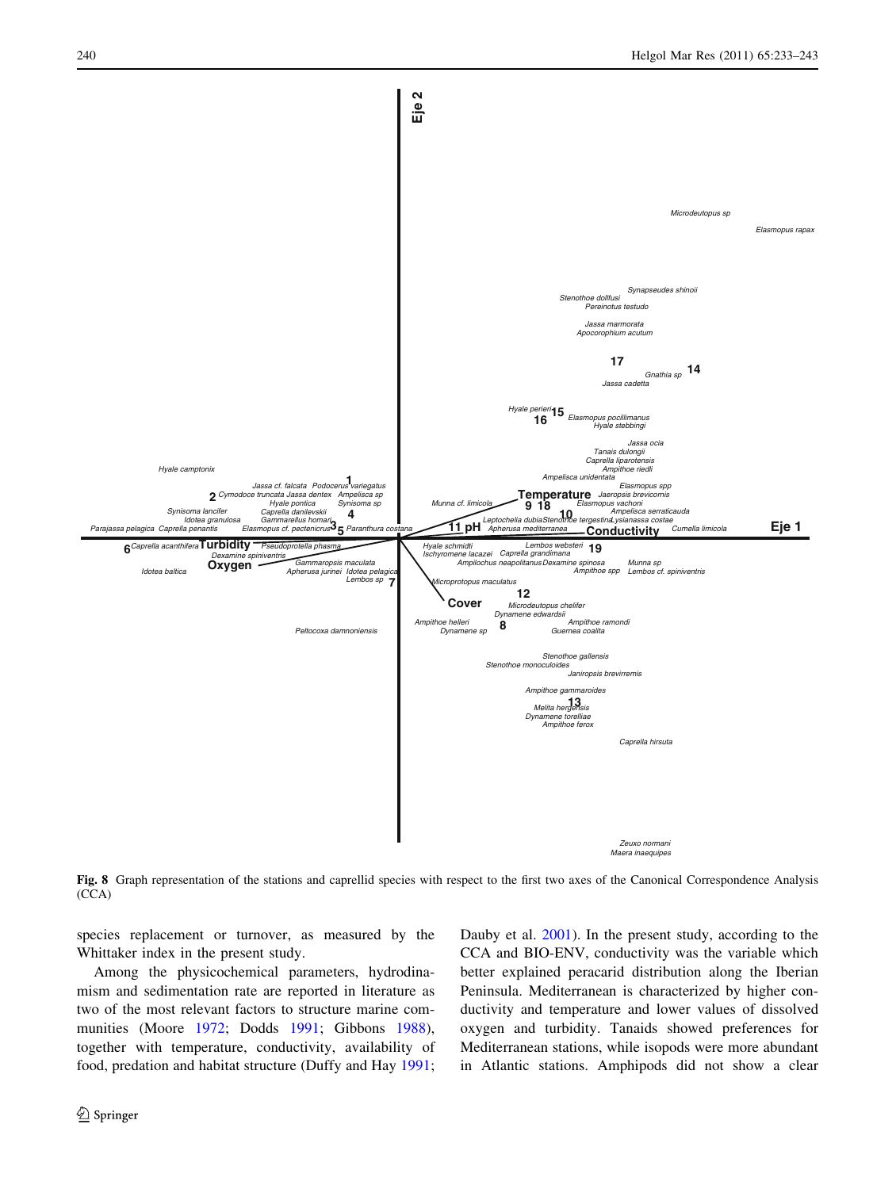Fig. 8 Graph representation of the stations and caprellid species with respect to the first two axes of the Canonical Correspondence Analysis (CCA)

species replacement or turnover, as measured by the Whittaker index in the present study.

Among the physicochemical parameters, hydrodinamism and sedimentation rate are reported in literature as two of the most relevant factors to structure marine communities (Moore 1972; Dodds 1991; Gibbons 1988), together with temperature, conductivity, availability of food, predation and habitat structure (Duffy and Hay 1991; Dauby et al. 2001). In the present study, according to the CCA and BIO-ENV, conductivity was the variable which better explained peracarid distribution along the Iberian Peninsula. Mediterranean is characterized by higher conductivity and temperature and lower values of dissolved oxygen and turbidity. Tanaids showed preferences for Mediterranean stations, while isopods were more abundant in Atlantic stations. Amphipods did not show a clear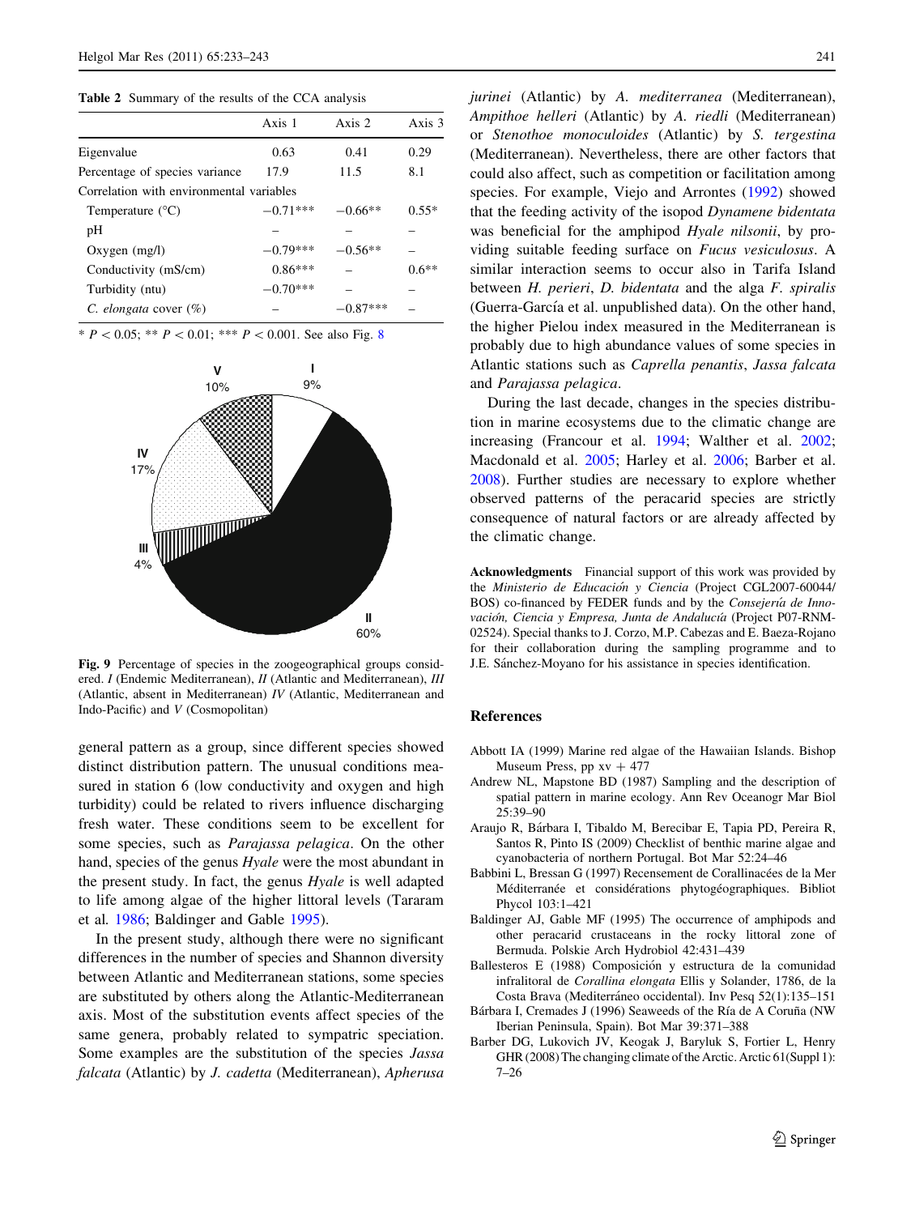**Table 2** Summary of the results of the CCA analysis

| | Axis 1 | Axis 2 | Axis 3 |
|---|---|---|---|
| Eigenvalue | 0.63 | 0.41 | 0.29 |
| Percentage of species variance | 17.9 | 11.5 | 8.1 |
| Correlation with environmental variables | | | |
| Temperature (°C) | −0.71*** | −0.66** | 0.55* |
| pH | – | – | – |
| Oxygen (mg/l) | −0.79*** | −0.56** | – |
| Conductivity (mS/cm) | 0.86*** | – | 0.6** |
| Turbidity (ntu) | −0.70*** | – | – |
| *C. elongata* cover (%) | – | −0.87*** | – |

* $P < 0.05$; ** $P < 0.01$; *** $P < 0.001$. See also Fig. 8

**Fig. 9** Percentage of species in the zoogeographical groups considered. *I* (Endemic Mediterranean), *II* (Atlantic and Mediterranean), *III* (Atlantic, absent in Mediterranean) *IV* (Atlantic, Mediterranean and Indo-Pacific) and *V* (Cosmopolitan)

general pattern as a group, since different species showed distinct distribution pattern. The unusual conditions measured in station 6 (low conductivity and oxygen and high turbidity) could be related to rivers influence discharging fresh water. These conditions seem to be excellent for some species, such as *Parajassa pelagica*. On the other hand, species of the genus *Hyale* were the most abundant in the present study. In fact, the genus *Hyale* is well adapted to life among algae of the higher littoral levels (Tararam et al. 1986; Baldinger and Gable 1995).

In the present study, although there were no significant differences in the number of species and Shannon diversity between Atlantic and Mediterranean stations, some species are substituted by others along the Atlantic-Mediterranean axis. Most of the substitution events affect species of the same genera, probably related to sympatric speciation. Some examples are the substitution of the species *Jassa falcata* (Atlantic) by *J. cadetta* (Mediterranean), *Apherusa jurinei* (Atlantic) by *A. mediterranea* (Mediterranean), *Ampithoe helleri* (Atlantic) by *A. riedli* (Mediterranean) or *Stenothoe monoculoides* (Atlantic) by *S. tergestina* (Mediterranean). Nevertheless, there are other factors that could also affect, such as competition or facilitation among species. For example, Viejo and Arrontes (1992) showed that the feeding activity of the isopod *Dynamene bidentata* was beneficial for the amphipod *Hyale nilsonii*, by providing suitable feeding surface on *Fucus vesiculosus*. A similar interaction seems to occur also in Tarifa Island between *H. perieri*, *D. bidentata* and the alga *F. spiralis* (Guerra-García et al. unpublished data). On the other hand, the higher Pielou index measured in the Mediterranean is probably due to high abundance values of some species in Atlantic stations such as *Caprella penantis*, *Jassa falcata* and *Parajassa pelagica*.

During the last decade, changes in the species distribution in marine ecosystems due to the climatic change are increasing (Francour et al. 1994; Walther et al. 2002; Macdonald et al. 2005; Harley et al. 2006; Barber et al. 2008). Further studies are necessary to explore whether observed patterns of the peracarid species are strictly consequence of natural factors or are already affected by the climatic change.

**Acknowledgments** Financial support of this work was provided by the *Ministerio de Educación y Ciencia* (Project CGL2007-60044/BOS) co-financed by FEDER funds and by the *Consejería de Innovación, Ciencia y Empresa, Junta de Andalucía* (Project P07-RNM-02524). Special thanks to J. Corzo, M.P. Cabezas and E. Baeza-Rojano for their collaboration during the sampling programme and to J.E. Sánchez-Moyano for his assistance in species identification.

## References

Abbott IA (1999) Marine red algae of the Hawaiian Islands. Bishop Museum Press, pp xv + 477

Andrew NL, Mapstone BD (1987) Sampling and the description of spatial pattern in marine ecology. Ann Rev Oceanogr Mar Biol 25:39–90

Araujo R, Bárbara I, Tibaldo M, Berecibar E, Tapia PD, Pereira R, Santos R, Pinto IS (2009) Checklist of benthic marine algae and cyanobacteria of northern Portugal. Bot Mar 52:24–46

Babbini L, Bressan G (1997) Recensement de Corallinacées de la Mer Méditerranée et considérations phytogéographiques. Bibliot Phycol 103:1–421

Baldinger AJ, Gable MF (1995) The occurrence of amphipods and other peracarid crustaceans in the rocky littoral zone of Bermuda. Polskie Arch Hydrobiol 42:431–439

Ballesteros E (1988) Composición y estructura de la comunidad infralitoral de *Corallina elongata* Ellis y Solander, 1786, de la Costa Brava (Mediterráneo occidental). Inv Pesq 52(1):135–151

Bárbara I, Cremades J (1996) Seaweeds of the Ría de A Coruña (NW Iberian Peninsula, Spain). Bot Mar 39:371–388

Barber DG, Lukovich JV, Keogak J, Baryluk S, Fortier L, Henry GHR (2008) The changing climate of the Arctic. Arctic 61(Suppl 1): 7–26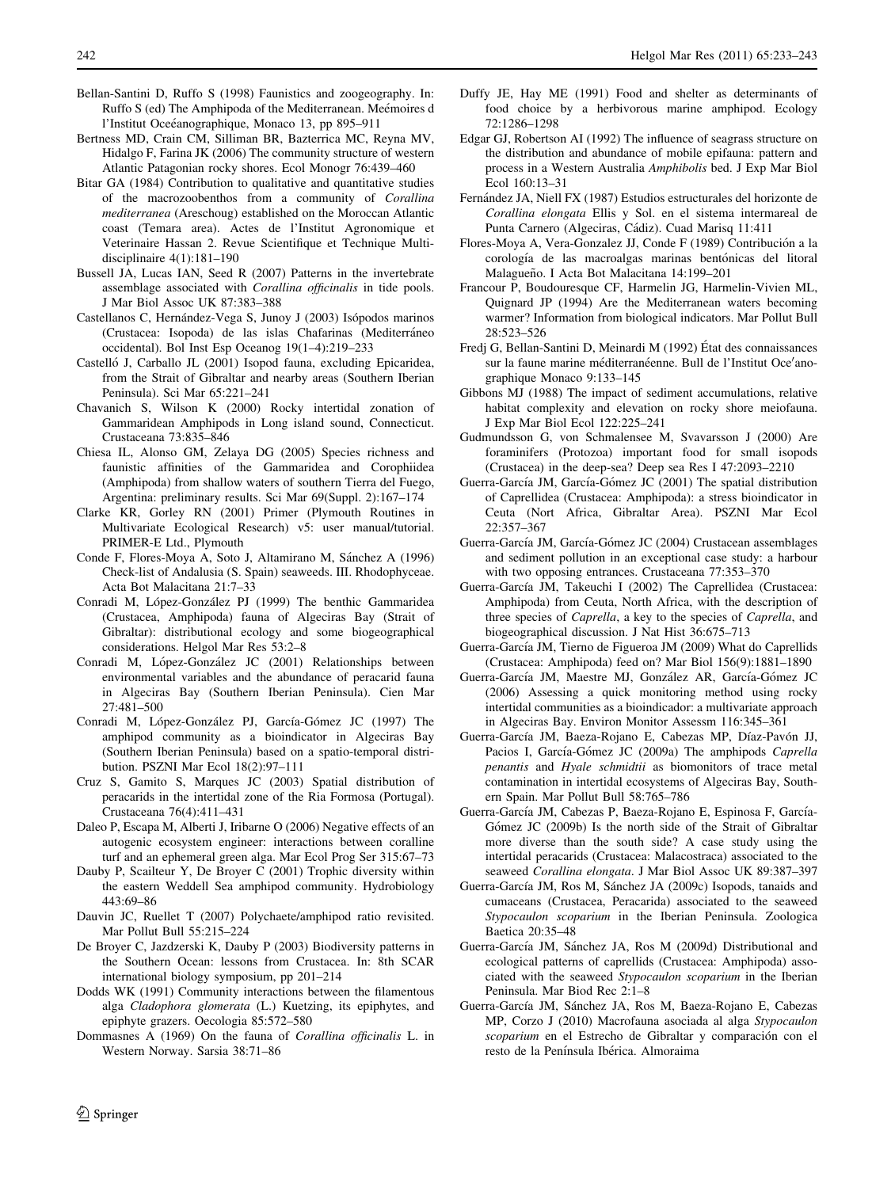Bellan-Santini D, Ruffo S (1998) Faunistics and zoogeography. In: Ruffo S (ed) The Amphipoda of the Mediterranean. Meémoires d l'Institut Oceéanographique, Monaco 13, pp 895–911

Bertness MD, Crain CM, Silliman BR, Bazterrica MC, Reyna MV, Hidalgo F, Farina JK (2006) The community structure of western Atlantic Patagonian rocky shores. Ecol Monogr 76:439–460

Bitar GA (1984) Contribution to qualitative and quantitative studies of the macrozoobenthos from a community of *Corallina mediterranea* (Areschoug) established on the Moroccan Atlantic coast (Temara area). Actes de l'Institut Agronomique et Veterinaire Hassan 2. Revue Scientifique et Technique Multidisciplinaire 4(1):181–190

Bussell JA, Lucas IAN, Seed R (2007) Patterns in the invertebrate assemblage associated with *Corallina officinalis* in tide pools. J Mar Biol Assoc UK 87:383–388

Castellanos C, Hernández-Vega S, Junoy J (2003) Isópodos marinos (Crustacea: Isopoda) de las islas Chafarinas (Mediterráneo occidental). Bol Inst Esp Oceanog 19(1–4):219–233

Castelló J, Carballo JL (2001) Isopod fauna, excluding Epicaridea, from the Strait of Gibraltar and nearby areas (Southern Iberian Peninsula). Sci Mar 65:221–241

Chavanich S, Wilson K (2000) Rocky intertidal zonation of Gammaridean Amphipods in Long island sound, Connecticut. Crustaceana 73:835–846

Chiesa IL, Alonso GM, Zelaya DG (2005) Species richness and faunistic affinities of the Gammaridea and Corophiidea (Amphipoda) from shallow waters of southern Tierra del Fuego, Argentina: preliminary results. Sci Mar 69(Suppl. 2):167–174

Clarke KR, Gorley RN (2001) Primer (Plymouth Routines in Multivariate Ecological Research) v5: user manual/tutorial. PRIMER-E Ltd., Plymouth

Conde F, Flores-Moya A, Soto J, Altamirano M, Sánchez A (1996) Check-list of Andalusia (S. Spain) seaweeds. III. Rhodophyceae. Acta Bot Malacitana 21:7–33

Conradi M, López-González PJ (1999) The benthic Gammaridea (Crustacea, Amphipoda) fauna of Algeciras Bay (Strait of Gibraltar): distributional ecology and some biogeographical considerations. Helgol Mar Res 53:2–8

Conradi M, López-González JC (2001) Relationships between environmental variables and the abundance of peracarid fauna in Algeciras Bay (Southern Iberian Peninsula). Cien Mar 27:481–500

Conradi M, López-González PJ, García-Gómez JC (1997) The amphipod community as a bioindicator in Algeciras Bay (Southern Iberian Peninsula) based on a spatio-temporal distribution. PSZNI Mar Ecol 18(2):97–111

Cruz S, Gamito S, Marques JC (2003) Spatial distribution of peracarids in the intertidal zone of the Ria Formosa (Portugal). Crustaceana 76(4):411–431

Daleo P, Escapa M, Alberti J, Iribarne O (2006) Negative effects of an autogenic ecosystem engineer: interactions between coralline turf and an ephemeral green alga. Mar Ecol Prog Ser 315:67–73

Dauby P, Scailteur Y, De Broyer C (2001) Trophic diversity within the eastern Weddell Sea amphipod community. Hydrobiology 443:69–86

Dauvin JC, Ruellet T (2007) Polychaete/amphipod ratio revisited. Mar Pollut Bull 55:215–224

De Broyer C, Jazdzerski K, Dauby P (2003) Biodiversity patterns in the Southern Ocean: lessons from Crustacea. In: 8th SCAR international biology symposium, pp 201–214

Dodds WK (1991) Community interactions between the filamentous alga *Cladophora glomerata* (L.) Kuetzing, its epiphytes, and epiphyte grazers. Oecologia 85:572–580

Dommasnes A (1969) On the fauna of *Corallina officinalis* L. in Western Norway. Sarsia 38:71–86

Duffy JE, Hay ME (1991) Food and shelter as determinants of food choice by a herbivorous marine amphipod. Ecology 72:1286–1298

Edgar GJ, Robertson AI (1992) The influence of seagrass structure on the distribution and abundance of mobile epifauna: pattern and process in a Western Australia *Amphibolis* bed. J Exp Mar Biol Ecol 160:13–31

Fernández JA, Niell FX (1987) Estudios estructurales del horizonte de *Corallina elongata* Ellis y Sol. en el sistema intermareal de Punta Carnero (Algeciras, Cádiz). Cuad Marisq 11:411

Flores-Moya A, Vera-Gonzalez JJ, Conde F (1989) Contribución a la corología de las macroalgas marinas bentónicas del litoral Malagueño. I Acta Bot Malacitana 14:199–201

Francour P, Boudouresque CF, Harmelin JG, Harmelin-Vivien ML, Quignard JP (1994) Are the Mediterranean waters becoming warmer? Information from biological indicators. Mar Pollut Bull 28:523–526

Fredj G, Bellan-Santini D, Meinardi M (1992) État des connaissances sur la faune marine méditerranéenne. Bull de l'Institut Oce′anographique Monaco 9:133–145

Gibbons MJ (1988) The impact of sediment accumulations, relative habitat complexity and elevation on rocky shore meiofauna. J Exp Mar Biol Ecol 122:225–241

Gudmundsson G, von Schmalensee M, Svavarsson J (2000) Are foraminifers (Protozoa) important food for small isopods (Crustacea) in the deep-sea? Deep sea Res I 47:2093–2210

Guerra-García JM, García-Gómez JC (2001) The spatial distribution of Caprellidea (Crustacea: Amphipoda): a stress bioindicator in Ceuta (Nort Africa, Gibraltar Area). PSZNI Mar Ecol 22:357–367

Guerra-García JM, García-Gómez JC (2004) Crustacean assemblages and sediment pollution in an exceptional case study: a harbour with two opposing entrances. Crustaceana 77:353–370

Guerra-García JM, Takeuchi I (2002) The Caprellidea (Crustacea: Amphipoda) from Ceuta, North Africa, with the description of three species of *Caprella*, a key to the species of *Caprella*, and biogeographical discussion. J Nat Hist 36:675–713

Guerra-García JM, Tierno de Figueroa JM (2009) What do Caprellids (Crustacea: Amphipoda) feed on? Mar Biol 156(9):1881–1890

Guerra-García JM, Maestre MJ, González AR, García-Gómez JC (2006) Assessing a quick monitoring method using rocky intertidal communities as a bioindicator: a multivariate approach in Algeciras Bay. Environ Monitor Assessm 116:345–361

Guerra-García JM, Baeza-Rojano E, Cabezas MP, Díaz-Pavón JJ, Pacios I, García-Gómez JC (2009a) The amphipods *Caprella penantis* and *Hyale schmidtii* as biomonitors of trace metal contamination in intertidal ecosystems of Algeciras Bay, Southern Spain. Mar Pollut Bull 58:765–786

Guerra-García JM, Cabezas P, Baeza-Rojano E, Espinosa F, García-Gómez JC (2009b) Is the north side of the Strait of Gibraltar more diverse than the south side? A case study using the intertidal peracarids (Crustacea: Malacostraca) associated to the seaweed *Corallina elongata*. J Mar Biol Assoc UK 89:387–397

Guerra-García JM, Ros M, Sánchez JA (2009c) Isopods, tanaids and cumaceans (Crustacea, Peracarida) associated to the seaweed *Stypocaulon scoparium* in the Iberian Peninsula. Zoologica Baetica 20:35–48

Guerra-García JM, Sánchez JA, Ros M (2009d) Distributional and ecological patterns of caprellids (Crustacea: Amphipoda) associated with the seaweed *Stypocaulon scoparium* in the Iberian Peninsula. Mar Biod Rec 2:1–8

Guerra-García JM, Sánchez JA, Ros M, Baeza-Rojano E, Cabezas MP, Corzo J (2010) Macrofauna asociada al alga *Stypocaulon scoparium* en el Estrecho de Gibraltar y comparación con el resto de la Península Ibérica. Almoraima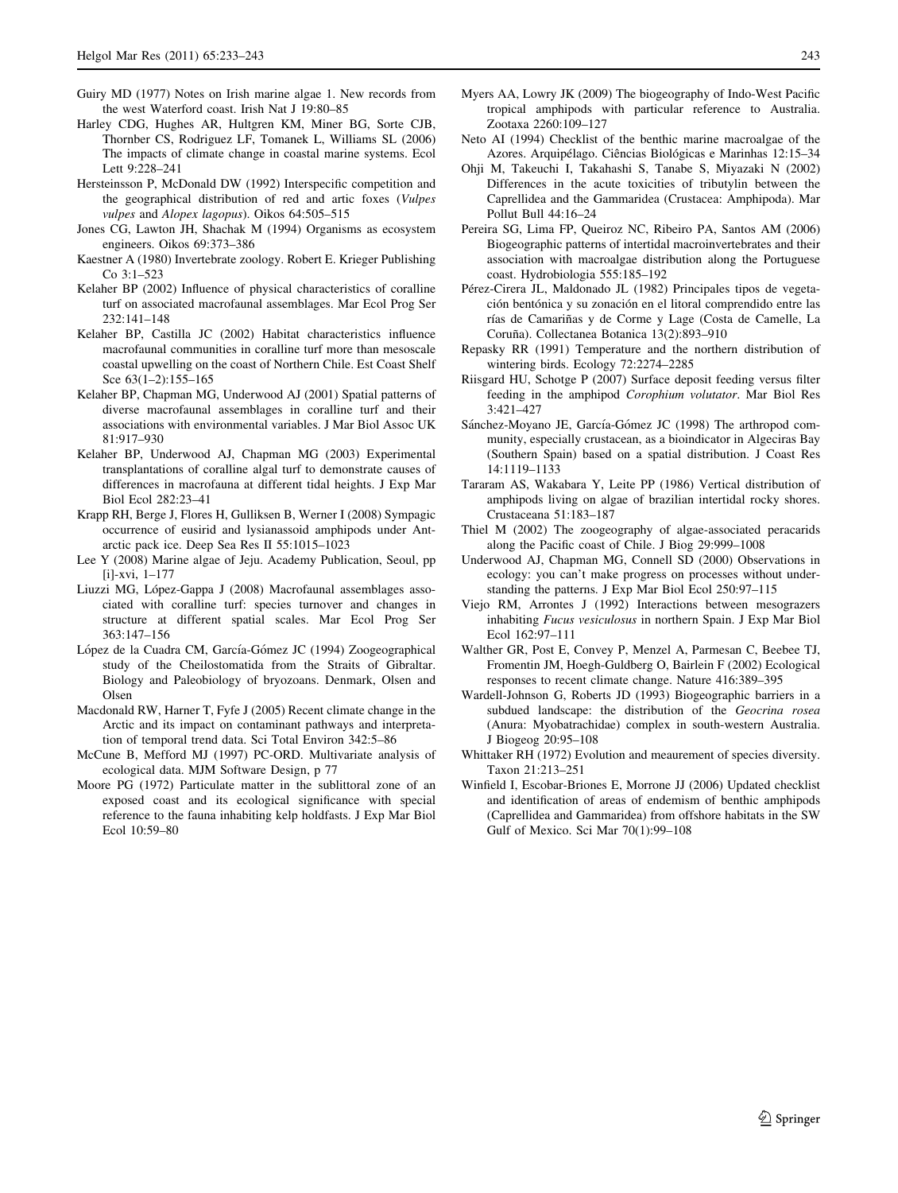Guiry MD (1977) Notes on Irish marine algae 1. New records from the west Waterford coast. Irish Nat J 19:80–85

Harley CDG, Hughes AR, Hultgren KM, Miner BG, Sorte CJB, Thornber CS, Rodriguez LF, Tomanek L, Williams SL (2006) The impacts of climate change in coastal marine systems. Ecol Lett 9:228–241

Hersteinsson P, McDonald DW (1992) Interspecific competition and the geographical distribution of red and artic foxes (*Vulpes vulpes* and *Alopex lagopus*). Oikos 64:505–515

Jones CG, Lawton JH, Shachak M (1994) Organisms as ecosystem engineers. Oikos 69:373–386

Kaestner A (1980) Invertebrate zoology. Robert E. Krieger Publishing Co 3:1–523

Kelaher BP (2002) Influence of physical characteristics of coralline turf on associated macrofaunal assemblages. Mar Ecol Prog Ser 232:141–148

Kelaher BP, Castilla JC (2002) Habitat characteristics influence macrofaunal communities in coralline turf more than mesoscale coastal upwelling on the coast of Northern Chile. Est Coast Shelf Sce 63(1–2):155–165

Kelaher BP, Chapman MG, Underwood AJ (2001) Spatial patterns of diverse macrofaunal assemblages in coralline turf and their associations with environmental variables. J Mar Biol Assoc UK 81:917–930

Kelaher BP, Underwood AJ, Chapman MG (2003) Experimental transplantations of coralline algal turf to demonstrate causes of differences in macrofauna at different tidal heights. J Exp Mar Biol Ecol 282:23–41

Krapp RH, Berge J, Flores H, Gulliksen B, Werner I (2008) Sympagic occurrence of eusirid and lysianassoid amphipods under Antarctic pack ice. Deep Sea Res II 55:1015–1023

Lee Y (2008) Marine algae of Jeju. Academy Publication, Seoul, pp [i]-xvi, 1–177

Liuzzi MG, López-Gappa J (2008) Macrofaunal assemblages associated with coralline turf: species turnover and changes in structure at different spatial scales. Mar Ecol Prog Ser 363:147–156

López de la Cuadra CM, García-Gómez JC (1994) Zoogeographical study of the Cheilostomatida from the Straits of Gibraltar. Biology and Paleobiology of bryozoans. Denmark, Olsen and Olsen

Macdonald RW, Harner T, Fyfe J (2005) Recent climate change in the Arctic and its impact on contaminant pathways and interpretation of temporal trend data. Sci Total Environ 342:5–86

McCune B, Mefford MJ (1997) PC-ORD. Multivariate analysis of ecological data. MJM Software Design, p 77

Moore PG (1972) Particulate matter in the sublittoral zone of an exposed coast and its ecological significance with special reference to the fauna inhabiting kelp holdfasts. J Exp Mar Biol Ecol 10:59–80

Myers AA, Lowry JK (2009) The biogeography of Indo-West Pacific tropical amphipods with particular reference to Australia. Zootaxa 2260:109–127

Neto AI (1994) Checklist of the benthic marine macroalgae of the Azores. Arquipélago. Ciências Biológicas e Marinhas 12:15–34

Ohji M, Takeuchi I, Takahashi S, Tanabe S, Miyazaki N (2002) Differences in the acute toxicities of tributylin between the Caprellidea and the Gammaridea (Crustacea: Amphipoda). Mar Pollut Bull 44:16–24

Pereira SG, Lima FP, Queiroz NC, Ribeiro PA, Santos AM (2006) Biogeographic patterns of intertidal macroinvertebrates and their association with macroalgae distribution along the Portuguese coast. Hydrobiologia 555:185–192

Pérez-Cirera JL, Maldonado JL (1982) Principales tipos de vegetación bentónica y su zonación en el litoral comprendido entre las rías de Camariñas y de Corme y Lage (Costa de Camelle, La Coruña). Collectanea Botanica 13(2):893–910

Repasky RR (1991) Temperature and the northern distribution of wintering birds. Ecology 72:2274–2285

Riisgard HU, Schotge P (2007) Surface deposit feeding versus filter feeding in the amphipod *Corophium volutator*. Mar Biol Res 3:421–427

Sánchez-Moyano JE, García-Gómez JC (1998) The arthropod community, especially crustacean, as a bioindicator in Algeciras Bay (Southern Spain) based on a spatial distribution. J Coast Res 14:1119–1133

Tararam AS, Wakabara Y, Leite PP (1986) Vertical distribution of amphipods living on algae of brazilian intertidal rocky shores. Crustaceana 51:183–187

Thiel M (2002) The zoogeography of algae-associated peracarids along the Pacific coast of Chile. J Biog 29:999–1008

Underwood AJ, Chapman MG, Connell SD (2000) Observations in ecology: you can't make progress on processes without understanding the patterns. J Exp Mar Biol Ecol 250:97–115

Viejo RM, Arrontes J (1992) Interactions between mesograzers inhabiting *Fucus vesiculosus* in northern Spain. J Exp Mar Biol Ecol 162:97–111

Walther GR, Post E, Convey P, Menzel A, Parmesan C, Beebee TJ, Fromentin JM, Hoegh-Guldberg O, Bairlein F (2002) Ecological responses to recent climate change. Nature 416:389–395

Wardell-Johnson G, Roberts JD (1993) Biogeographic barriers in a subdued landscape: the distribution of the *Geocrina rosea* (Anura: Myobatrachidae) complex in south-western Australia. J Biogeog 20:95–108

Whittaker RH (1972) Evolution and meaurement of species diversity. Taxon 21:213–251

Winfield I, Escobar-Briones E, Morrone JJ (2006) Updated checklist and identification of areas of endemism of benthic amphipods (Caprellidea and Gammaridea) from offshore habitats in the SW Gulf of Mexico. Sci Mar 70(1):99–108